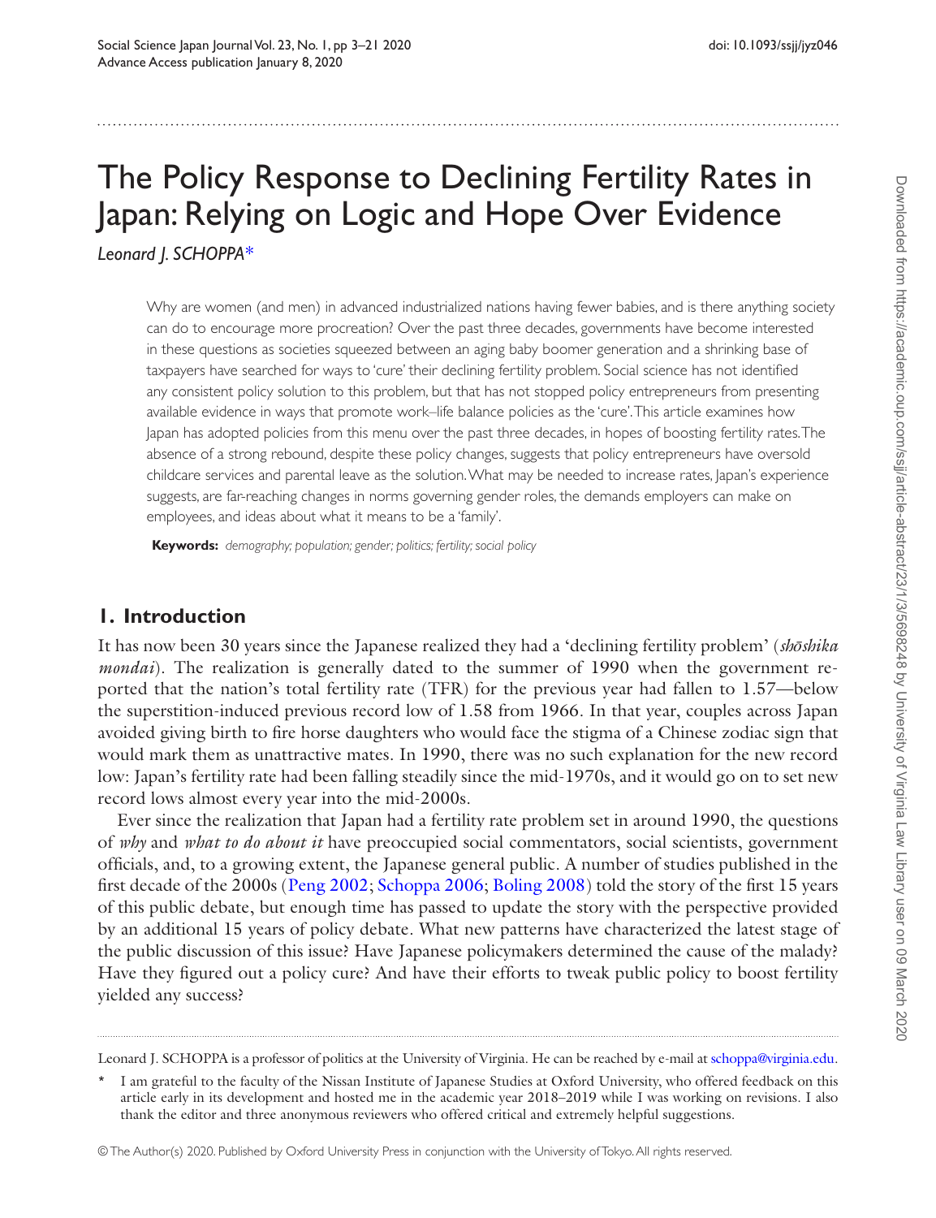# The Policy Response to Declining Fertility Rates in Japan: Relying on Logic and Hope Over Evidence

*Leonard J. SCHOPPA**

Why are women (and men) in advanced industrialized nations having fewer babies, and is there anything society can do to encourage more procreation? Over the past three decades, governments have become interested in these questions as societies squeezed between an aging baby boomer generation and a shrinking base of taxpayers have searched for ways to 'cure' their declining fertility problem. Social science has not identified any consistent policy solution to this problem, but that has not stopped policy entrepreneurs from presenting available evidence in ways that promote work–life balance policies as the 'cure'. This article examines how Japan has adopted policies from this menu over the past three decades, in hopes of boosting fertility rates. The absence of a strong rebound, despite these policy changes, suggests that policy entrepreneurs have oversold childcare services and parental leave as the solution. What may be needed to increase rates, Japan's experience suggests, are far-reaching changes in norms governing gender roles, the demands employers can make on employees, and ideas about what it means to be a 'family'.

**Keywords:** *demography; population; gender; politics; fertility; social policy*

## 1. Introduction

It has now been 30 years since the Japanese realized they had a 'declining fertility problem' (*shōshika mondai*). The realization is generally dated to the summer of 1990 when the government reported that the nation's total fertility rate (TFR) for the previous year had fallen to 1.57—below the superstition-induced previous record low of 1.58 from 1966. In that year, couples across Japan avoided giving birth to fire horse daughters who would face the stigma of a Chinese zodiac sign that would mark them as unattractive mates. In 1990, there was no such explanation for the new record low: Japan's fertility rate had been falling steadily since the mid-1970s, and it would go on to set new record lows almost every year into the mid-2000s.

Ever since the realization that Japan had a fertility rate problem set in around 1990, the questions of *why* and *what to do about it* have preoccupied social commentators, social scientists, government officials, and, to a growing extent, the Japanese general public. A number of studies published in the first decade of the 2000s (Peng 2002; Schoppa 2006; Boling 2008) told the story of the first 15 years of this public debate, but enough time has passed to update the story with the perspective provided by an additional 15 years of policy debate. What new patterns have characterized the latest stage of the public discussion of this issue? Have Japanese policymakers determined the cause of the malady? Have they figured out a policy cure? And have their efforts to tweak public policy to boost fertility yielded any success?

---

Leonard J. SCHOPPA is a professor of politics at the University of Virginia. He can be reached by e-mail at schoppa@virginia.edu.

\* I am grateful to the faculty of the Nissan Institute of Japanese Studies at Oxford University, who offered feedback on this article early in its development and hosted me in the academic year 2018–2019 while I was working on revisions. I also thank the editor and three anonymous reviewers who offered critical and extremely helpful suggestions.

© The Author(s) 2020. Published by Oxford University Press in conjunction with the University of Tokyo. All rights reserved.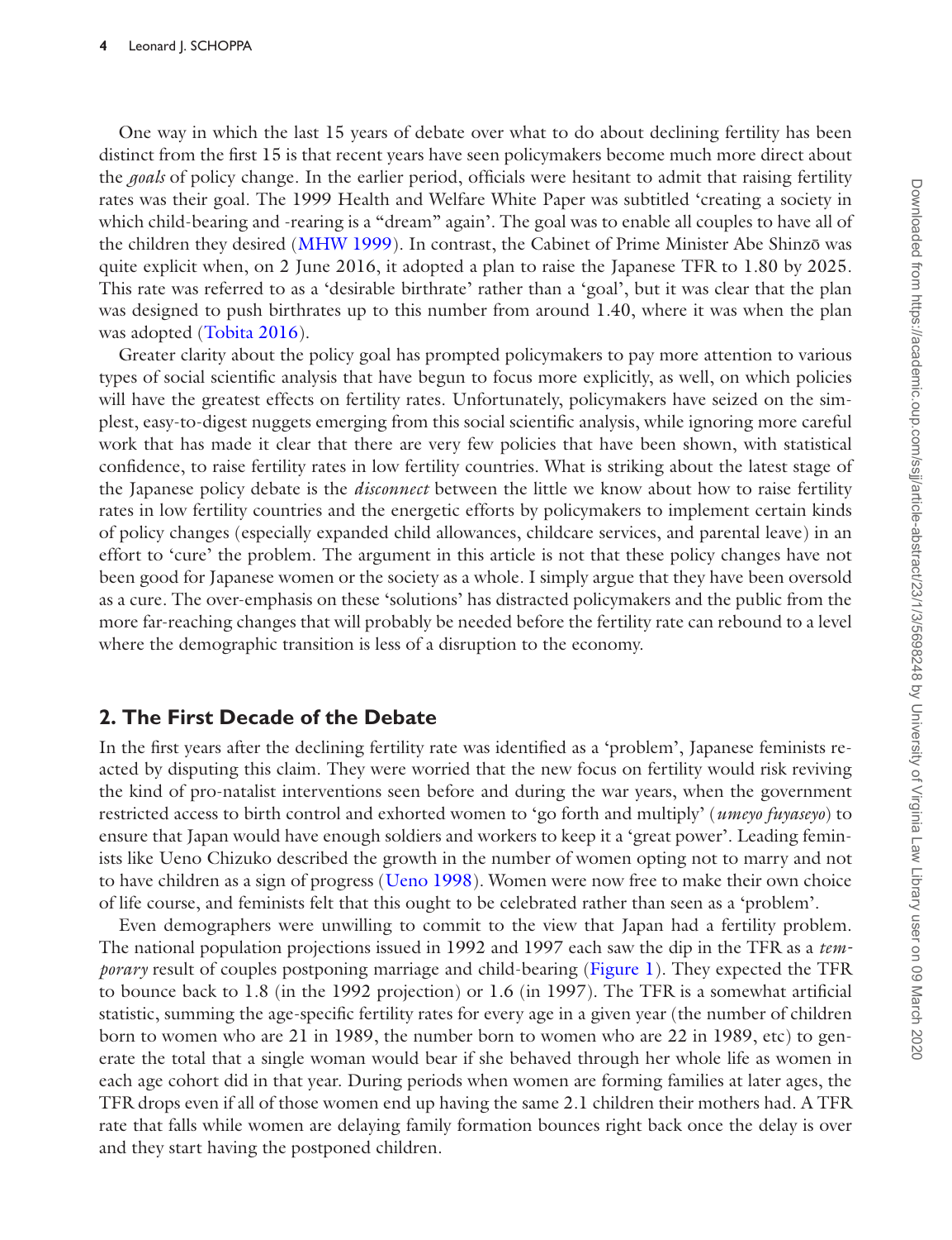One way in which the last 15 years of debate over what to do about declining fertility has been distinct from the first 15 is that recent years have seen policymakers become much more direct about the *goals* of policy change. In the earlier period, officials were hesitant to admit that raising fertility rates was their goal. The 1999 Health and Welfare White Paper was subtitled 'creating a society in which child-bearing and -rearing is a "dream" again'. The goal was to enable all couples to have all of the children they desired (MHW 1999). In contrast, the Cabinet of Prime Minister Abe Shinzō was quite explicit when, on 2 June 2016, it adopted a plan to raise the Japanese TFR to 1.80 by 2025. This rate was referred to as a 'desirable birthrate' rather than a 'goal', but it was clear that the plan was designed to push birthrates up to this number from around 1.40, where it was when the plan was adopted (Tobita 2016).

Greater clarity about the policy goal has prompted policymakers to pay more attention to various types of social scientific analysis that have begun to focus more explicitly, as well, on which policies will have the greatest effects on fertility rates. Unfortunately, policymakers have seized on the simplest, easy-to-digest nuggets emerging from this social scientific analysis, while ignoring more careful work that has made it clear that there are very few policies that have been shown, with statistical confidence, to raise fertility rates in low fertility countries. What is striking about the latest stage of the Japanese policy debate is the *disconnect* between the little we know about how to raise fertility rates in low fertility countries and the energetic efforts by policymakers to implement certain kinds of policy changes (especially expanded child allowances, childcare services, and parental leave) in an effort to 'cure' the problem. The argument in this article is not that these policy changes have not been good for Japanese women or the society as a whole. I simply argue that they have been oversold as a cure. The over-emphasis on these 'solutions' has distracted policymakers and the public from the more far-reaching changes that will probably be needed before the fertility rate can rebound to a level where the demographic transition is less of a disruption to the economy.

## 2. The First Decade of the Debate

In the first years after the declining fertility rate was identified as a 'problem', Japanese feminists reacted by disputing this claim. They were worried that the new focus on fertility would risk reviving the kind of pro-natalist interventions seen before and during the war years, when the government restricted access to birth control and exhorted women to 'go forth and multiply' (*umeyo fuyaseyo*) to ensure that Japan would have enough soldiers and workers to keep it a 'great power'. Leading feminists like Ueno Chizuko described the growth in the number of women opting not to marry and not to have children as a sign of progress (Ueno 1998). Women were now free to make their own choice of life course, and feminists felt that this ought to be celebrated rather than seen as a 'problem'.

Even demographers were unwilling to commit to the view that Japan had a fertility problem. The national population projections issued in 1992 and 1997 each saw the dip in the TFR as a *temporary* result of couples postponing marriage and child-bearing (Figure 1). They expected the TFR to bounce back to 1.8 (in the 1992 projection) or 1.6 (in 1997). The TFR is a somewhat artificial statistic, summing the age-specific fertility rates for every age in a given year (the number of children born to women who are 21 in 1989, the number born to women who are 22 in 1989, etc) to generate the total that a single woman would bear if she behaved through her whole life as women in each age cohort did in that year. During periods when women are forming families at later ages, the TFR drops even if all of those women end up having the same 2.1 children their mothers had. A TFR rate that falls while women are delaying family formation bounces right back once the delay is over and they start having the postponed children.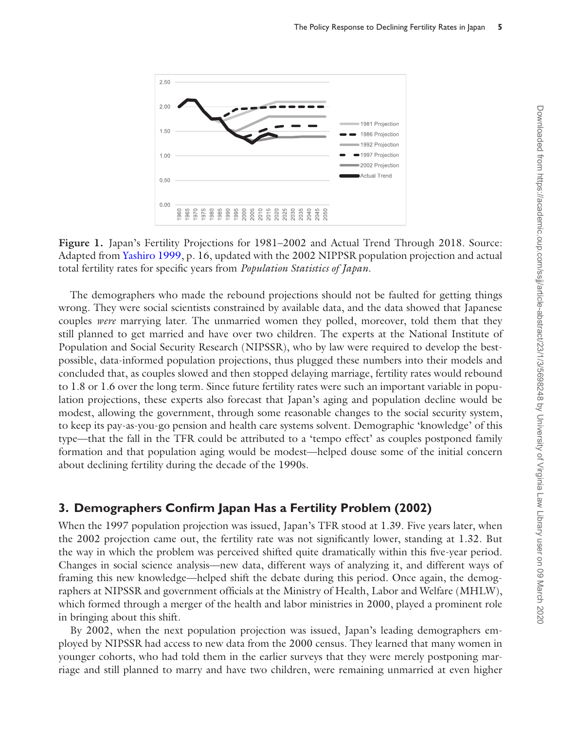Figure 1. Japan's Fertility Projections for 1981–2002 and Actual Trend Through 2018. Source: Adapted from Yashiro 1999, p. 16, updated with the 2002 NIPPSR population projection and actual total fertility rates for specific years from *Population Statistics of Japan*.

The demographers who made the rebound projections should not be faulted for getting things wrong. They were social scientists constrained by available data, and the data showed that Japanese couples *were* marrying later. The unmarried women they polled, moreover, told them that they still planned to get married and have over two children. The experts at the National Institute of Population and Social Security Research (NIPSSR), who by law were required to develop the best-possible, data-informed population projections, thus plugged these numbers into their models and concluded that, as couples slowed and then stopped delaying marriage, fertility rates would rebound to 1.8 or 1.6 over the long term. Since future fertility rates were such an important variable in population projections, these experts also forecast that Japan's aging and population decline would be modest, allowing the government, through some reasonable changes to the social security system, to keep its pay-as-you-go pension and health care systems solvent. Demographic 'knowledge' of this type—that the fall in the TFR could be attributed to a 'tempo effect' as couples postponed family formation and that population aging would be modest—helped douse some of the initial concern about declining fertility during the decade of the 1990s.

## 3. Demographers Confirm Japan Has a Fertility Problem (2002)

When the 1997 population projection was issued, Japan's TFR stood at 1.39. Five years later, when the 2002 projection came out, the fertility rate was not significantly lower, standing at 1.32. But the way in which the problem was perceived shifted quite dramatically within this five-year period. Changes in social science analysis—new data, different ways of analyzing it, and different ways of framing this new knowledge—helped shift the debate during this period. Once again, the demographers at NIPSSR and government officials at the Ministry of Health, Labor and Welfare (MHLW), which formed through a merger of the health and labor ministries in 2000, played a prominent role in bringing about this shift.

By 2002, when the next population projection was issued, Japan's leading demographers employed by NIPSSR had access to new data from the 2000 census. They learned that many women in younger cohorts, who had told them in the earlier surveys that they were merely postponing marriage and still planned to marry and have two children, were remaining unmarried at even higher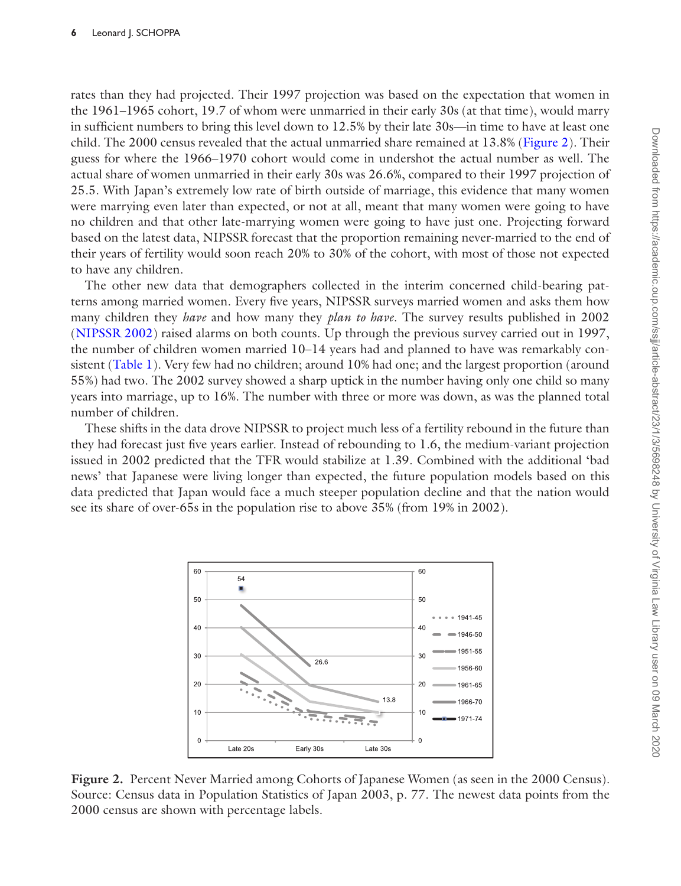rates than they had projected. Their 1997 projection was based on the expectation that women in the 1961–1965 cohort, 19.7 of whom were unmarried in their early 30s (at that time), would marry in sufficient numbers to bring this level down to 12.5% by their late 30s—in time to have at least one child. The 2000 census revealed that the actual unmarried share remained at 13.8% (Figure 2). Their guess for where the 1966–1970 cohort would come in undershot the actual number as well. The actual share of women unmarried in their early 30s was 26.6%, compared to their 1997 projection of 25.5. With Japan's extremely low rate of birth outside of marriage, this evidence that many women were marrying even later than expected, or not at all, meant that many women were going to have no children and that other late-marrying women were going to have just one. Projecting forward based on the latest data, NIPSSR forecast that the proportion remaining never-married to the end of their years of fertility would soon reach 20% to 30% of the cohort, with most of those not expected to have any children.

The other new data that demographers collected in the interim concerned child-bearing patterns among married women. Every five years, NIPSSR surveys married women and asks them how many children they *have* and how many they *plan to have*. The survey results published in 2002 (NIPSSR 2002) raised alarms on both counts. Up through the previous survey carried out in 1997, the number of children women married 10–14 years had and planned to have was remarkably consistent (Table 1). Very few had no children; around 10% had one; and the largest proportion (around 55%) had two. The 2002 survey showed a sharp uptick in the number having only one child so many years into marriage, up to 16%. The number with three or more was down, as was the planned total number of children.

These shifts in the data drove NIPSSR to project much less of a fertility rebound in the future than they had forecast just five years earlier. Instead of rebounding to 1.6, the medium-variant projection issued in 2002 predicted that the TFR would stabilize at 1.39. Combined with the additional 'bad news' that Japanese were living longer than expected, the future population models based on this data predicted that Japan would face a much steeper population decline and that the nation would see its share of over-65s in the population rise to above 35% (from 19% in 2002).

**Figure 2.** Percent Never Married among Cohorts of Japanese Women (as seen in the 2000 Census). Source: Census data in Population Statistics of Japan 2003, p. 77. The newest data points from the 2000 census are shown with percentage labels.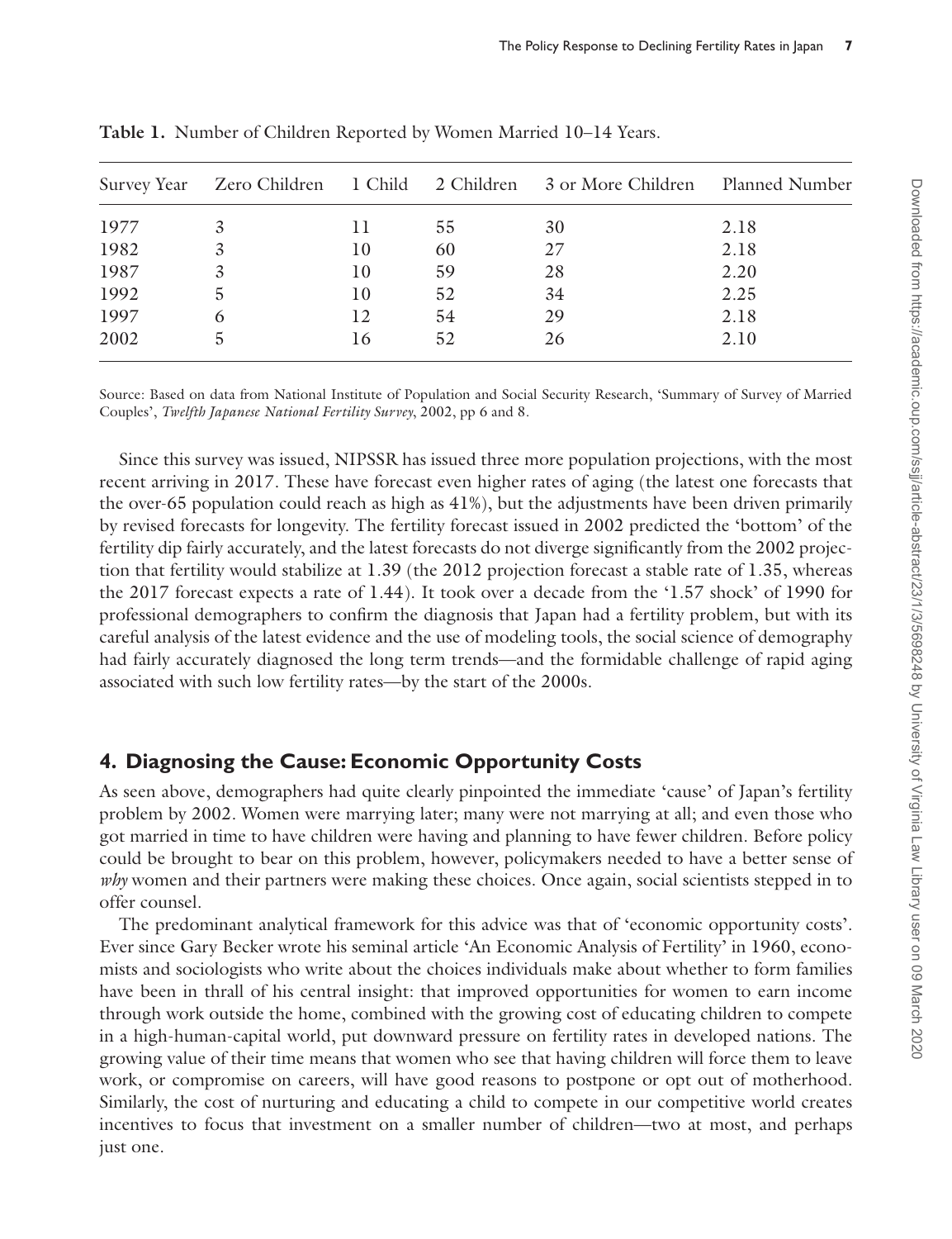**Table 1.** Number of Children Reported by Women Married 10–14 Years.

| Survey Year | Zero Children | 1 Child | 2 Children | 3 or More Children | Planned Number |
|---|---|---|---|---|---|
| 1977 | 3 | 11 | 55 | 30 | 2.18 |
| 1982 | 3 | 10 | 60 | 27 | 2.18 |
| 1987 | 3 | 10 | 59 | 28 | 2.20 |
| 1992 | 5 | 10 | 52 | 34 | 2.25 |
| 1997 | 6 | 12 | 54 | 29 | 2.18 |
| 2002 | 5 | 16 | 52 | 26 | 2.10 |

Source: Based on data from National Institute of Population and Social Security Research, 'Summary of Survey of Married Couples', *Twelfth Japanese National Fertility Survey*, 2002, pp 6 and 8.

Since this survey was issued, NIPSSR has issued three more population projections, with the most recent arriving in 2017. These have forecast even higher rates of aging (the latest one forecasts that the over-65 population could reach as high as 41%), but the adjustments have been driven primarily by revised forecasts for longevity. The fertility forecast issued in 2002 predicted the 'bottom' of the fertility dip fairly accurately, and the latest forecasts do not diverge significantly from the 2002 projection that fertility would stabilize at 1.39 (the 2012 projection forecast a stable rate of 1.35, whereas the 2017 forecast expects a rate of 1.44). It took over a decade from the '1.57 shock' of 1990 for professional demographers to confirm the diagnosis that Japan had a fertility problem, but with its careful analysis of the latest evidence and the use of modeling tools, the social science of demography had fairly accurately diagnosed the long term trends—and the formidable challenge of rapid aging associated with such low fertility rates—by the start of the 2000s.

## 4. Diagnosing the Cause: Economic Opportunity Costs

As seen above, demographers had quite clearly pinpointed the immediate 'cause' of Japan's fertility problem by 2002. Women were marrying later; many were not marrying at all; and even those who got married in time to have children were having and planning to have fewer children. Before policy could be brought to bear on this problem, however, policymakers needed to have a better sense of *why* women and their partners were making these choices. Once again, social scientists stepped in to offer counsel.

The predominant analytical framework for this advice was that of 'economic opportunity costs'. Ever since Gary Becker wrote his seminal article 'An Economic Analysis of Fertility' in 1960, economists and sociologists who write about the choices individuals make about whether to form families have been in thrall of his central insight: that improved opportunities for women to earn income through work outside the home, combined with the growing cost of educating children to compete in a high-human-capital world, put downward pressure on fertility rates in developed nations. The growing value of their time means that women who see that having children will force them to leave work, or compromise on careers, will have good reasons to postpone or opt out of motherhood. Similarly, the cost of nurturing and educating a child to compete in our competitive world creates incentives to focus that investment on a smaller number of children—two at most, and perhaps just one.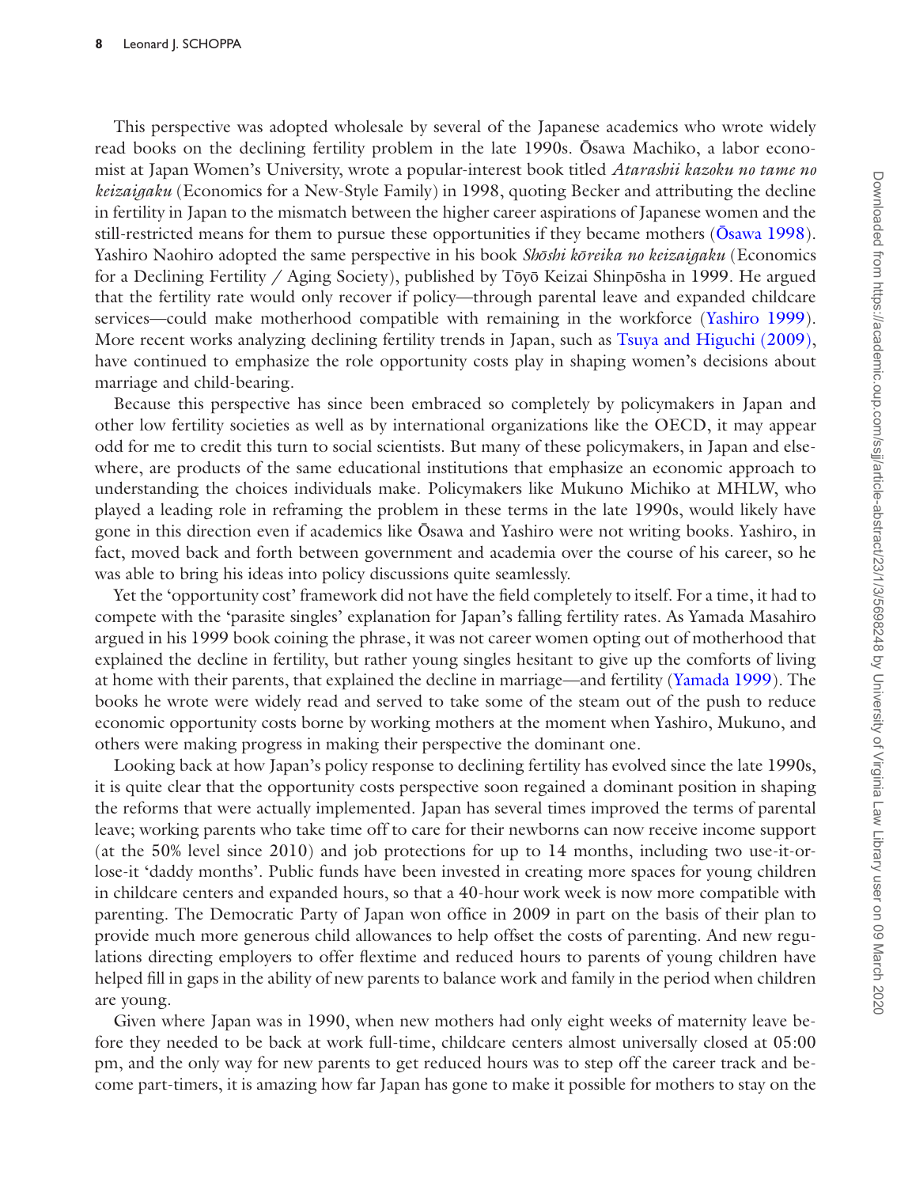This perspective was adopted wholesale by several of the Japanese academics who wrote widely read books on the declining fertility problem in the late 1990s. Ōsawa Machiko, a labor economist at Japan Women's University, wrote a popular-interest book titled *Atarashii kazoku no tame no keizaigaku* (Economics for a New-Style Family) in 1998, quoting Becker and attributing the decline in fertility in Japan to the mismatch between the higher career aspirations of Japanese women and the still-restricted means for them to pursue these opportunities if they became mothers (Ōsawa 1998). Yashiro Naohiro adopted the same perspective in his book *Shōshi kōreika no keizaigaku* (Economics for a Declining Fertility / Aging Society), published by Tōyō Keizai Shinpōsha in 1999. He argued that the fertility rate would only recover if policy—through parental leave and expanded childcare services—could make motherhood compatible with remaining in the workforce (Yashiro 1999). More recent works analyzing declining fertility trends in Japan, such as Tsuya and Higuchi (2009), have continued to emphasize the role opportunity costs play in shaping women's decisions about marriage and child-bearing.

Because this perspective has since been embraced so completely by policymakers in Japan and other low fertility societies as well as by international organizations like the OECD, it may appear odd for me to credit this turn to social scientists. But many of these policymakers, in Japan and elsewhere, are products of the same educational institutions that emphasize an economic approach to understanding the choices individuals make. Policymakers like Mukuno Michiko at MHLW, who played a leading role in reframing the problem in these terms in the late 1990s, would likely have gone in this direction even if academics like Ōsawa and Yashiro were not writing books. Yashiro, in fact, moved back and forth between government and academia over the course of his career, so he was able to bring his ideas into policy discussions quite seamlessly.

Yet the 'opportunity cost' framework did not have the field completely to itself. For a time, it had to compete with the 'parasite singles' explanation for Japan's falling fertility rates. As Yamada Masahiro argued in his 1999 book coining the phrase, it was not career women opting out of motherhood that explained the decline in fertility, but rather young singles hesitant to give up the comforts of living at home with their parents, that explained the decline in marriage—and fertility (Yamada 1999). The books he wrote were widely read and served to take some of the steam out of the push to reduce economic opportunity costs borne by working mothers at the moment when Yashiro, Mukuno, and others were making progress in making their perspective the dominant one.

Looking back at how Japan's policy response to declining fertility has evolved since the late 1990s, it is quite clear that the opportunity costs perspective soon regained a dominant position in shaping the reforms that were actually implemented. Japan has several times improved the terms of parental leave; working parents who take time off to care for their newborns can now receive income support (at the 50% level since 2010) and job protections for up to 14 months, including two use-it-or-lose-it 'daddy months'. Public funds have been invested in creating more spaces for young children in childcare centers and expanded hours, so that a 40-hour work week is now more compatible with parenting. The Democratic Party of Japan won office in 2009 in part on the basis of their plan to provide much more generous child allowances to help offset the costs of parenting. And new regulations directing employers to offer flextime and reduced hours to parents of young children have helped fill in gaps in the ability of new parents to balance work and family in the period when children are young.

Given where Japan was in 1990, when new mothers had only eight weeks of maternity leave before they needed to be back at work full-time, childcare centers almost universally closed at 05:00 pm, and the only way for new parents to get reduced hours was to step off the career track and become part-timers, it is amazing how far Japan has gone to make it possible for mothers to stay on the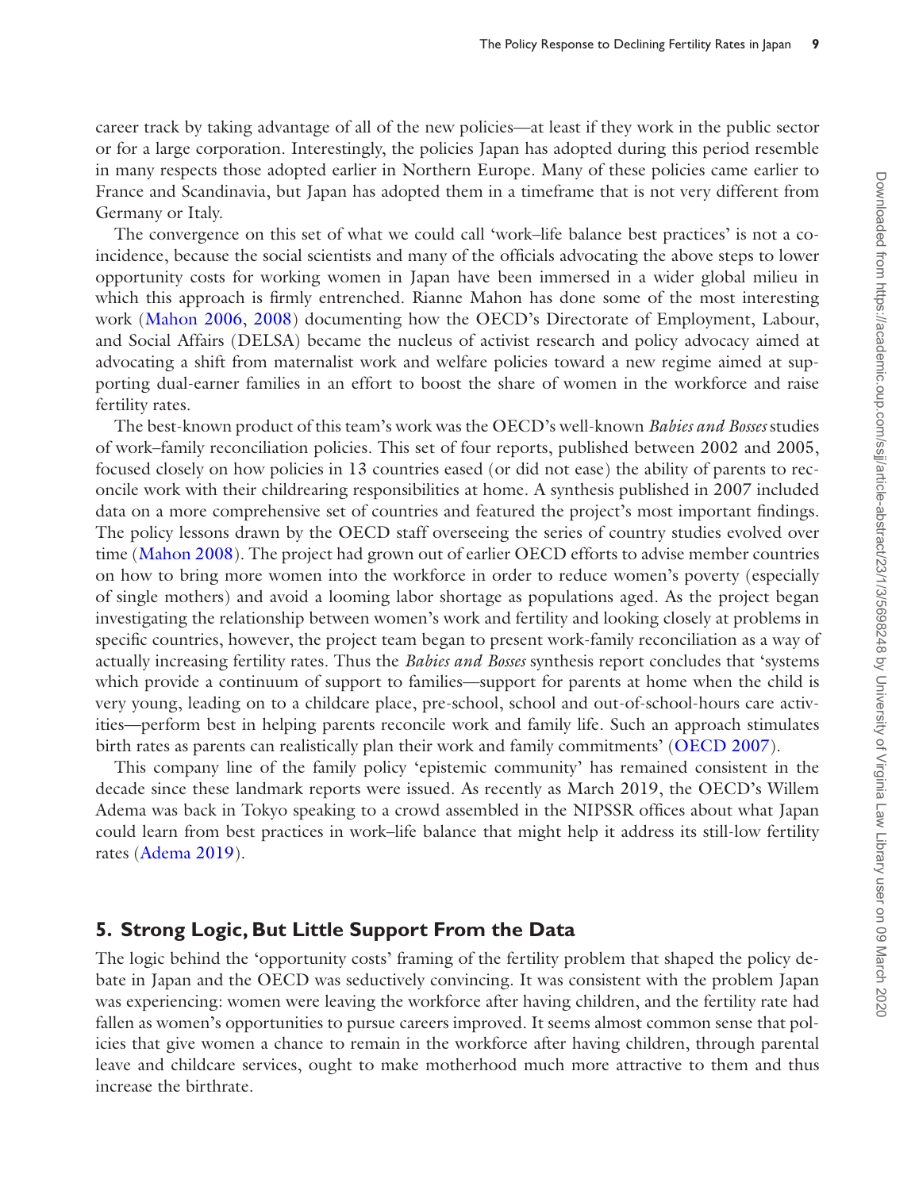career track by taking advantage of all of the new policies—at least if they work in the public sector or for a large corporation. Interestingly, the policies Japan has adopted during this period resemble in many respects those adopted earlier in Northern Europe. Many of these policies came earlier to France and Scandinavia, but Japan has adopted them in a timeframe that is not very different from Germany or Italy.

The convergence on this set of what we could call 'work–life balance best practices' is not a coincidence, because the social scientists and many of the officials advocating the above steps to lower opportunity costs for working women in Japan have been immersed in a wider global milieu in which this approach is firmly entrenched. Rianne Mahon has done some of the most interesting work (Mahon 2006, 2008) documenting how the OECD's Directorate of Employment, Labour, and Social Affairs (DELSA) became the nucleus of activist research and policy advocacy aimed at advocating a shift from maternalist work and welfare policies toward a new regime aimed at supporting dual-earner families in an effort to boost the share of women in the workforce and raise fertility rates.

The best-known product of this team's work was the OECD's well-known *Babies and Bosses* studies of work–family reconciliation policies. This set of four reports, published between 2002 and 2005, focused closely on how policies in 13 countries eased (or did not ease) the ability of parents to reconcile work with their childrearing responsibilities at home. A synthesis published in 2007 included data on a more comprehensive set of countries and featured the project's most important findings. The policy lessons drawn by the OECD staff overseeing the series of country studies evolved over time (Mahon 2008). The project had grown out of earlier OECD efforts to advise member countries on how to bring more women into the workforce in order to reduce women's poverty (especially of single mothers) and avoid a looming labor shortage as populations aged. As the project began investigating the relationship between women's work and fertility and looking closely at problems in specific countries, however, the project team began to present work-family reconciliation as a way of actually increasing fertility rates. Thus the *Babies and Bosses* synthesis report concludes that 'systems which provide a continuum of support to families—support for parents at home when the child is very young, leading on to a childcare place, pre-school, school and out-of-school-hours care activities—perform best in helping parents reconcile work and family life. Such an approach stimulates birth rates as parents can realistically plan their work and family commitments' (OECD 2007).

This company line of the family policy 'epistemic community' has remained consistent in the decade since these landmark reports were issued. As recently as March 2019, the OECD's Willem Adema was back in Tokyo speaking to a crowd assembled in the NIPSSR offices about what Japan could learn from best practices in work–life balance that might help it address its still-low fertility rates (Adema 2019).

## 5. Strong Logic, But Little Support From the Data

The logic behind the 'opportunity costs' framing of the fertility problem that shaped the policy debate in Japan and the OECD was seductively convincing. It was consistent with the problem Japan was experiencing: women were leaving the workforce after having children, and the fertility rate had fallen as women's opportunities to pursue careers improved. It seems almost common sense that policies that give women a chance to remain in the workforce after having children, through parental leave and childcare services, ought to make motherhood much more attractive to them and thus increase the birthrate.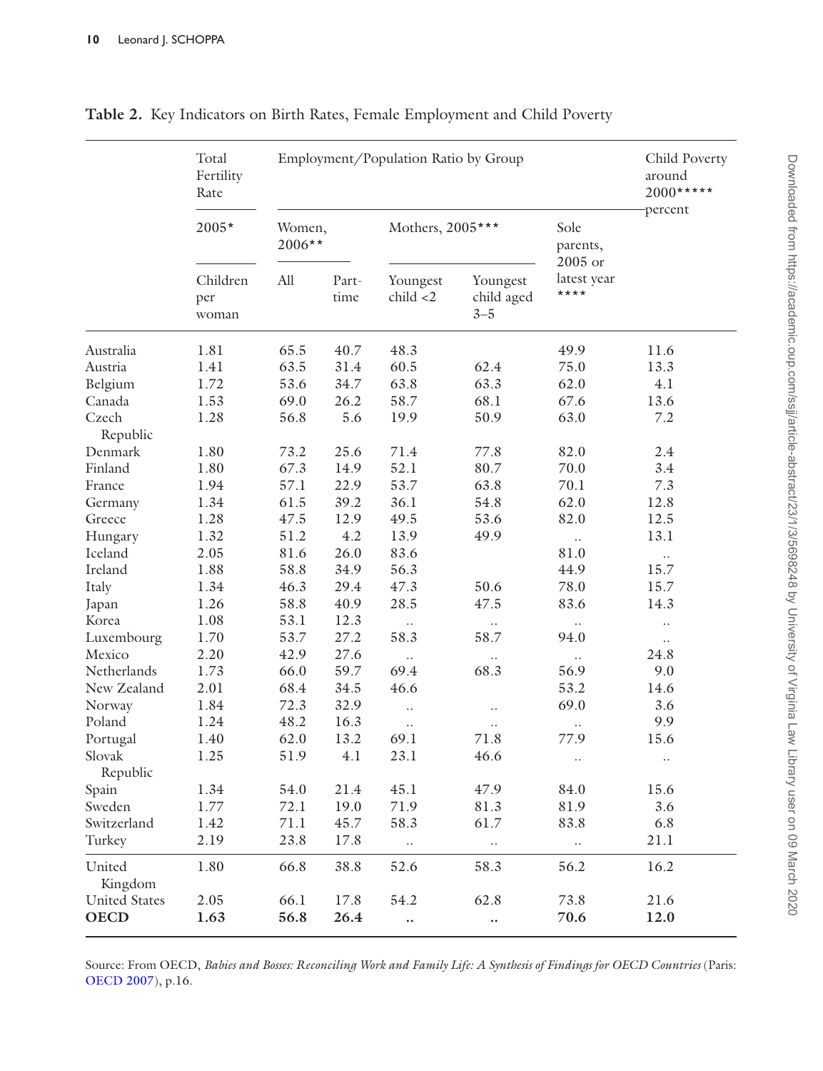**Table 2.** Key Indicators on Birth Rates, Female Employment and Child Poverty

| | Total Fertility Rate | Employment/Population Ratio by Group | | | | | Child Poverty around 2000***** percent |
|---|---|---|---|---|---|---|---|
| | 2005* | Women, 2006** | | Mothers, 2005*** | | Sole parents, 2005 or latest year **** | |
| | Children per woman | All | Part-time | Youngest child <2 | Youngest child aged 3–5 | | |
| Australia | 1.81 | 65.5 | 40.7 | 48.3 | | 49.9 | 11.6 |
| Austria | 1.41 | 63.5 | 31.4 | 60.5 | 62.4 | 75.0 | 13.3 |
| Belgium | 1.72 | 53.6 | 34.7 | 63.8 | 63.3 | 62.0 | 4.1 |
| Canada | 1.53 | 69.0 | 26.2 | 58.7 | 68.1 | 67.6 | 13.6 |
| Czech Republic | 1.28 | 56.8 | 5.6 | 19.9 | 50.9 | 63.0 | 7.2 |
| Denmark | 1.80 | 73.2 | 25.6 | 71.4 | 77.8 | 82.0 | 2.4 |
| Finland | 1.80 | 67.3 | 14.9 | 52.1 | 80.7 | 70.0 | 3.4 |
| France | 1.94 | 57.1 | 22.9 | 53.7 | 63.8 | 70.1 | 7.3 |
| Germany | 1.34 | 61.5 | 39.2 | 36.1 | 54.8 | 62.0 | 12.8 |
| Greece | 1.28 | 47.5 | 12.9 | 49.5 | 53.6 | 82.0 | 12.5 |
| Hungary | 1.32 | 51.2 | 4.2 | 13.9 | 49.9 | .. | 13.1 |
| Iceland | 2.05 | 81.6 | 26.0 | 83.6 | | 81.0 | .. |
| Ireland | 1.88 | 58.8 | 34.9 | 56.3 | | 44.9 | 15.7 |
| Italy | 1.34 | 46.3 | 29.4 | 47.3 | 50.6 | 78.0 | 15.7 |
| Japan | 1.26 | 58.8 | 40.9 | 28.5 | 47.5 | 83.6 | 14.3 |
| Korea | 1.08 | 53.1 | 12.3 | .. | .. | .. | .. |
| Luxembourg | 1.70 | 53.7 | 27.2 | 58.3 | 58.7 | 94.0 | .. |
| Mexico | 2.20 | 42.9 | 27.6 | .. | .. | .. | 24.8 |
| Netherlands | 1.73 | 66.0 | 59.7 | 69.4 | 68.3 | 56.9 | 9.0 |
| New Zealand | 2.01 | 68.4 | 34.5 | 46.6 | | 53.2 | 14.6 |
| Norway | 1.84 | 72.3 | 32.9 | .. | .. | 69.0 | 3.6 |
| Poland | 1.24 | 48.2 | 16.3 | .. | .. | .. | 9.9 |
| Portugal | 1.40 | 62.0 | 13.2 | 69.1 | 71.8 | 77.9 | 15.6 |
| Slovak Republic | 1.25 | 51.9 | 4.1 | 23.1 | 46.6 | .. | .. |
| Spain | 1.34 | 54.0 | 21.4 | 45.1 | 47.9 | 84.0 | 15.6 |
| Sweden | 1.77 | 72.1 | 19.0 | 71.9 | 81.3 | 81.9 | 3.6 |
| Switzerland | 1.42 | 71.1 | 45.7 | 58.3 | 61.7 | 83.8 | 6.8 |
| Turkey | 2.19 | 23.8 | 17.8 | .. | .. | .. | 21.1 |
| United Kingdom | 1.80 | 66.8 | 38.8 | 52.6 | 58.3 | 56.2 | 16.2 |
| United States | 2.05 | 66.1 | 17.8 | 54.2 | 62.8 | 73.8 | 21.6 |
| **OECD** | **1.63** | **56.8** | **26.4** | **..** | **..** | **70.6** | **12.0** |

Source: From OECD, *Babies and Bosses: Reconciling Work and Family Life: A Synthesis of Findings for OECD Countries* (Paris: OECD 2007), p.16.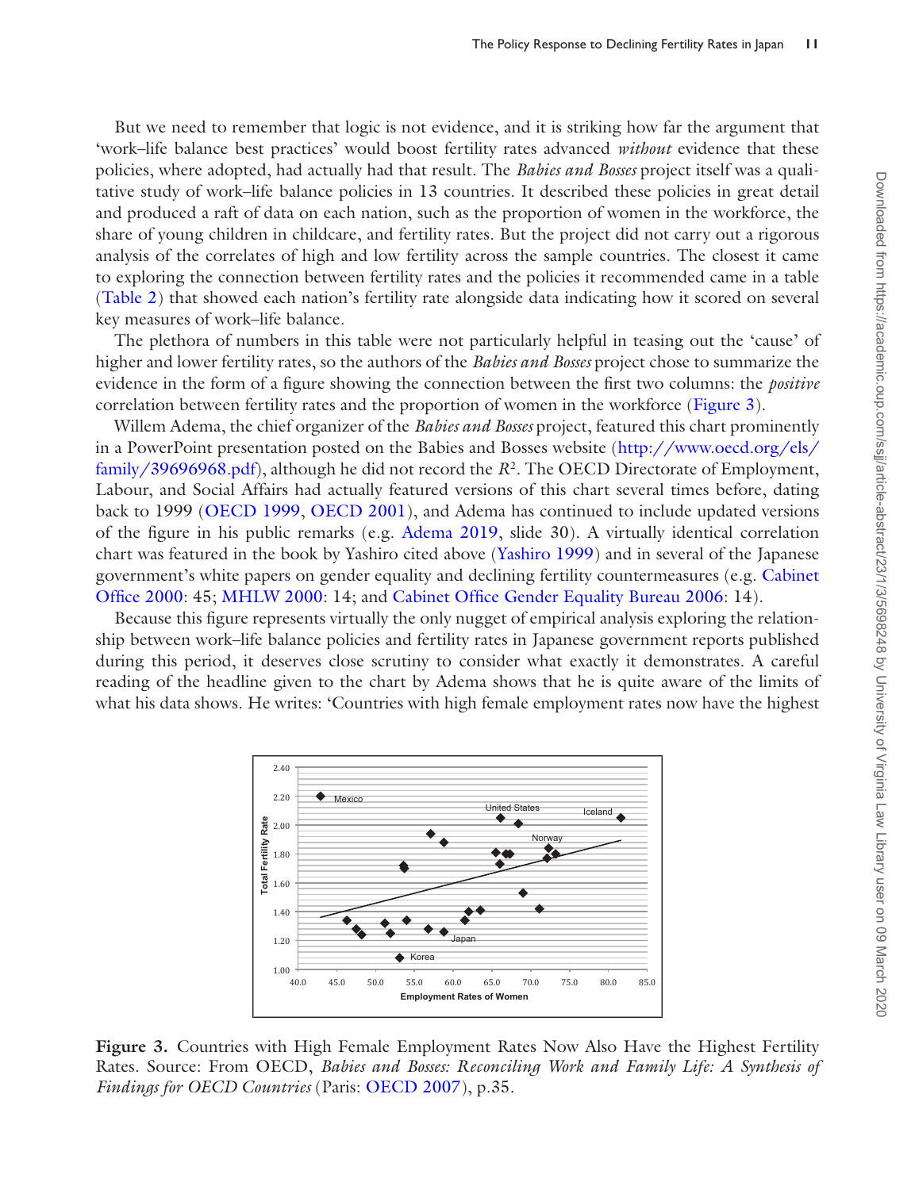But we need to remember that logic is not evidence, and it is striking how far the argument that 'work–life balance best practices' would boost fertility rates advanced *without* evidence that these policies, where adopted, had actually had that result. The *Babies and Bosses* project itself was a qualitative study of work–life balance policies in 13 countries. It described these policies in great detail and produced a raft of data on each nation, such as the proportion of women in the workforce, the share of young children in childcare, and fertility rates. But the project did not carry out a rigorous analysis of the correlates of high and low fertility across the sample countries. The closest it came to exploring the connection between fertility rates and the policies it recommended came in a table (Table 2) that showed each nation's fertility rate alongside data indicating how it scored on several key measures of work–life balance.

The plethora of numbers in this table were not particularly helpful in teasing out the 'cause' of higher and lower fertility rates, so the authors of the *Babies and Bosses* project chose to summarize the evidence in the form of a figure showing the connection between the first two columns: the *positive* correlation between fertility rates and the proportion of women in the workforce (Figure 3).

Willem Adema, the chief organizer of the *Babies and Bosses* project, featured this chart prominently in a PowerPoint presentation posted on the Babies and Bosses website (http://www.oecd.org/els/family/39696968.pdf), although he did not record the $R^2$. The OECD Directorate of Employment, Labour, and Social Affairs had actually featured versions of this chart several times before, dating back to 1999 (OECD 1999, OECD 2001), and Adema has continued to include updated versions of the figure in his public remarks (e.g. Adema 2019, slide 30). A virtually identical correlation chart was featured in the book by Yashiro cited above (Yashiro 1999) and in several of the Japanese government's white papers on gender equality and declining fertility countermeasures (e.g. Cabinet Office 2000: 45; MHLW 2000: 14; and Cabinet Office Gender Equality Bureau 2006: 14).

Because this figure represents virtually the only nugget of empirical analysis exploring the relationship between work–life balance policies and fertility rates in Japanese government reports published during this period, it deserves close scrutiny to consider what exactly it demonstrates. A careful reading of the headline given to the chart by Adema shows that he is quite aware of the limits of what his data shows. He writes: 'Countries with high female employment rates now have the highest

**Figure 3.** Countries with High Female Employment Rates Now Also Have the Highest Fertility Rates. Source: From OECD, *Babies and Bosses: Reconciling Work and Family Life: A Synthesis of Findings for OECD Countries* (Paris: OECD 2007), p.35.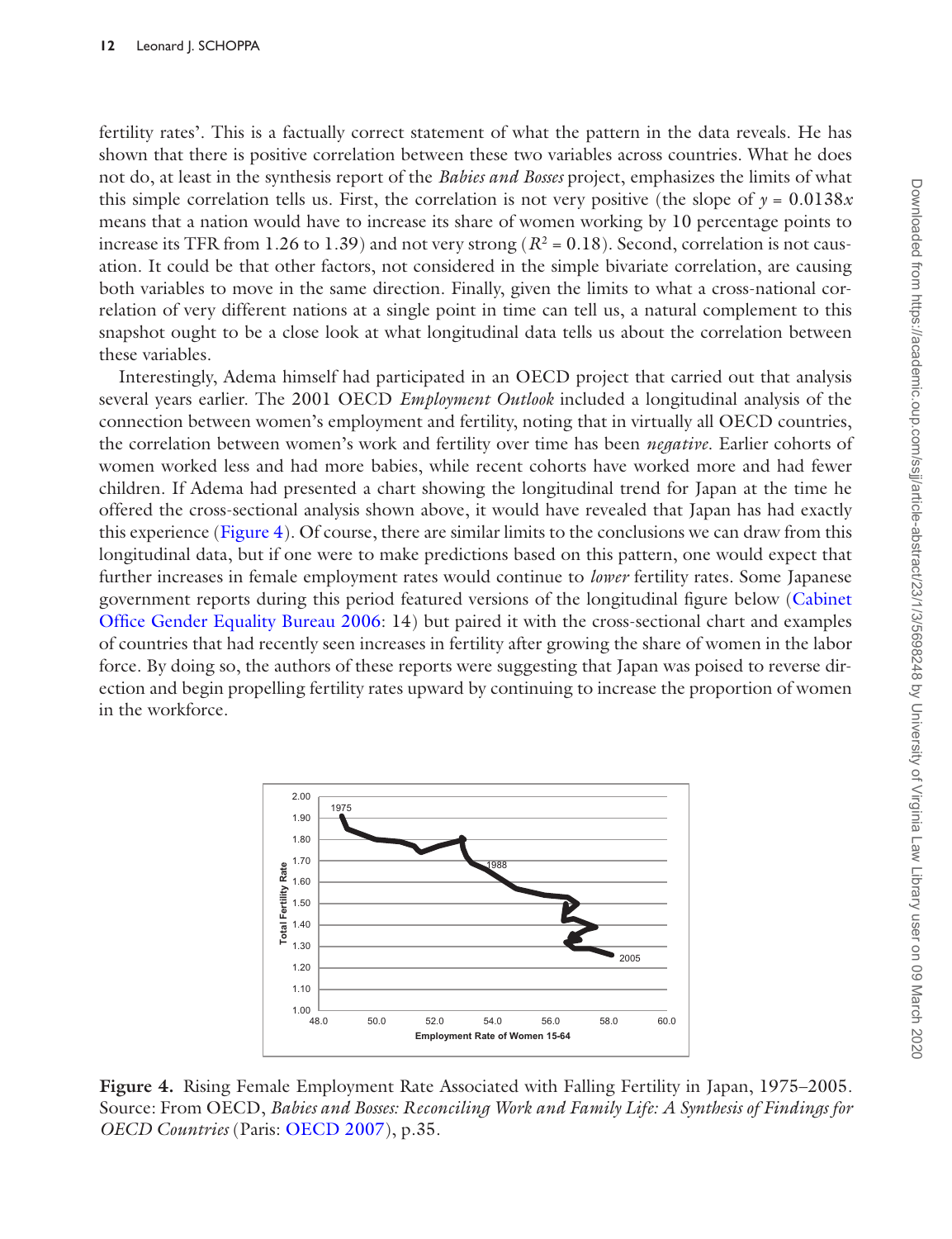fertility rates'. This is a factually correct statement of what the pattern in the data reveals. He has shown that there is positive correlation between these two variables across countries. What he does not do, at least in the synthesis report of the *Babies and Bosses* project, emphasizes the limits of what this simple correlation tells us. First, the correlation is not very positive (the slope of $y = 0.0138x$ means that a nation would have to increase its share of women working by 10 percentage points to increase its TFR from 1.26 to 1.39) and not very strong ($R^2 = 0.18$). Second, correlation is not causation. It could be that other factors, not considered in the simple bivariate correlation, are causing both variables to move in the same direction. Finally, given the limits to what a cross-national correlation of very different nations at a single point in time can tell us, a natural complement to this snapshot ought to be a close look at what longitudinal data tells us about the correlation between these variables.

Interestingly, Adema himself had participated in an OECD project that carried out that analysis several years earlier. The 2001 OECD *Employment Outlook* included a longitudinal analysis of the connection between women's employment and fertility, noting that in virtually all OECD countries, the correlation between women's work and fertility over time has been *negative*. Earlier cohorts of women worked less and had more babies, while recent cohorts have worked more and had fewer children. If Adema had presented a chart showing the longitudinal trend for Japan at the time he offered the cross-sectional analysis shown above, it would have revealed that Japan has had exactly this experience (Figure 4). Of course, there are similar limits to the conclusions we can draw from this longitudinal data, but if one were to make predictions based on this pattern, one would expect that further increases in female employment rates would continue to *lower* fertility rates. Some Japanese government reports during this period featured versions of the longitudinal figure below (Cabinet Office Gender Equality Bureau 2006: 14) but paired it with the cross-sectional chart and examples of countries that had recently seen increases in fertility after growing the share of women in the labor force. By doing so, the authors of these reports were suggesting that Japan was poised to reverse direction and begin propelling fertility rates upward by continuing to increase the proportion of women in the workforce.

**Figure 4.** Rising Female Employment Rate Associated with Falling Fertility in Japan, 1975–2005. Source: From OECD, *Babies and Bosses: Reconciling Work and Family Life: A Synthesis of Findings for OECD Countries* (Paris: OECD 2007), p.35.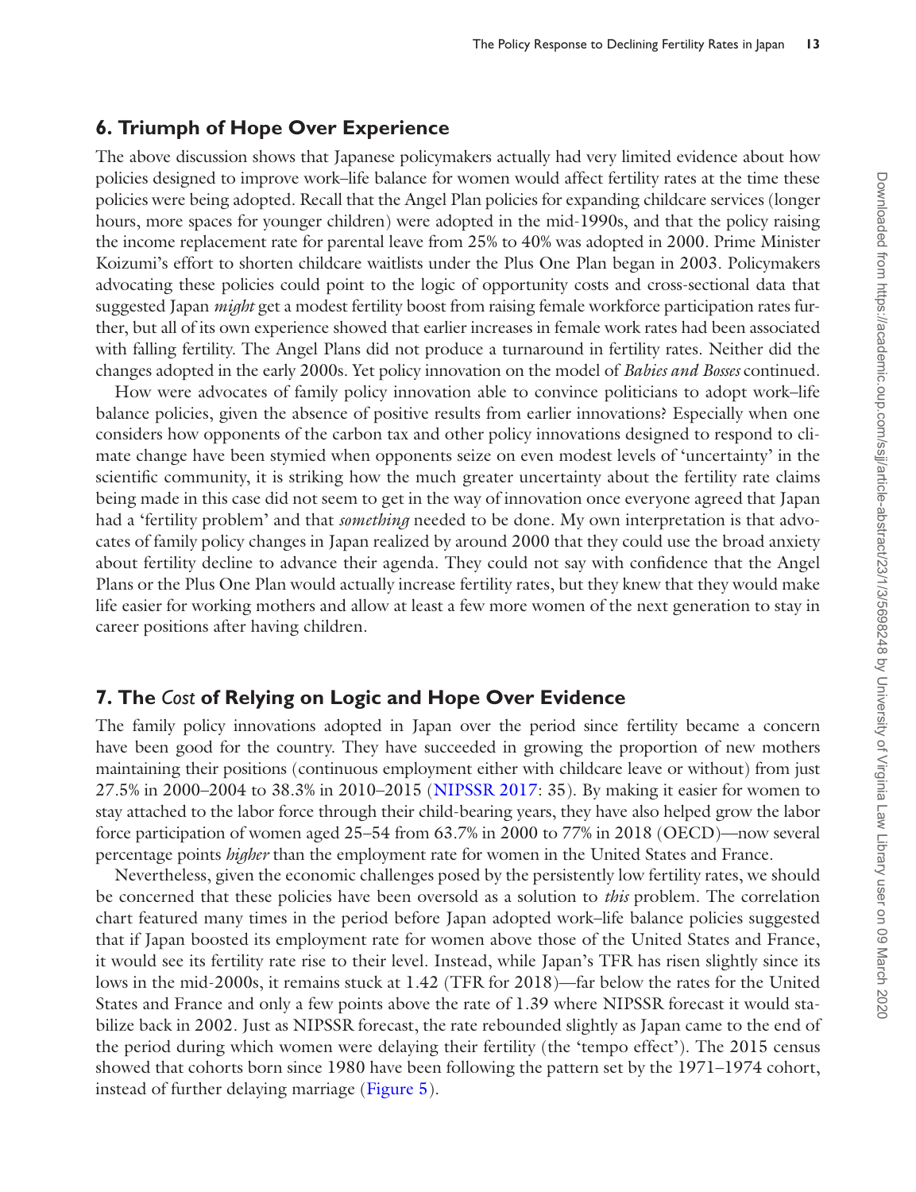## 6. Triumph of Hope Over Experience

The above discussion shows that Japanese policymakers actually had very limited evidence about how policies designed to improve work–life balance for women would affect fertility rates at the time these policies were being adopted. Recall that the Angel Plan policies for expanding childcare services (longer hours, more spaces for younger children) were adopted in the mid-1990s, and that the policy raising the income replacement rate for parental leave from 25% to 40% was adopted in 2000. Prime Minister Koizumi's effort to shorten childcare waitlists under the Plus One Plan began in 2003. Policymakers advocating these policies could point to the logic of opportunity costs and cross-sectional data that suggested Japan *might* get a modest fertility boost from raising female workforce participation rates further, but all of its own experience showed that earlier increases in female work rates had been associated with falling fertility. The Angel Plans did not produce a turnaround in fertility rates. Neither did the changes adopted in the early 2000s. Yet policy innovation on the model of *Babies and Bosses* continued.

How were advocates of family policy innovation able to convince politicians to adopt work–life balance policies, given the absence of positive results from earlier innovations? Especially when one considers how opponents of the carbon tax and other policy innovations designed to respond to climate change have been stymied when opponents seize on even modest levels of 'uncertainty' in the scientific community, it is striking how the much greater uncertainty about the fertility rate claims being made in this case did not seem to get in the way of innovation once everyone agreed that Japan had a 'fertility problem' and that *something* needed to be done. My own interpretation is that advocates of family policy changes in Japan realized by around 2000 that they could use the broad anxiety about fertility decline to advance their agenda. They could not say with confidence that the Angel Plans or the Plus One Plan would actually increase fertility rates, but they knew that they would make life easier for working mothers and allow at least a few more women of the next generation to stay in career positions after having children.

## 7. The *Cost* of Relying on Logic and Hope Over Evidence

The family policy innovations adopted in Japan over the period since fertility became a concern have been good for the country. They have succeeded in growing the proportion of new mothers maintaining their positions (continuous employment either with childcare leave or without) from just 27.5% in 2000–2004 to 38.3% in 2010–2015 (NIPSSR 2017: 35). By making it easier for women to stay attached to the labor force through their child-bearing years, they have also helped grow the labor force participation of women aged 25–54 from 63.7% in 2000 to 77% in 2018 (OECD)—now several percentage points *higher* than the employment rate for women in the United States and France.

Nevertheless, given the economic challenges posed by the persistently low fertility rates, we should be concerned that these policies have been oversold as a solution to *this* problem. The correlation chart featured many times in the period before Japan adopted work–life balance policies suggested that if Japan boosted its employment rate for women above those of the United States and France, it would see its fertility rate rise to their level. Instead, while Japan's TFR has risen slightly since its lows in the mid-2000s, it remains stuck at 1.42 (TFR for 2018)—far below the rates for the United States and France and only a few points above the rate of 1.39 where NIPSSR forecast it would stabilize back in 2002. Just as NIPSSR forecast, the rate rebounded slightly as Japan came to the end of the period during which women were delaying their fertility (the 'tempo effect'). The 2015 census showed that cohorts born since 1980 have been following the pattern set by the 1971–1974 cohort, instead of further delaying marriage (Figure 5).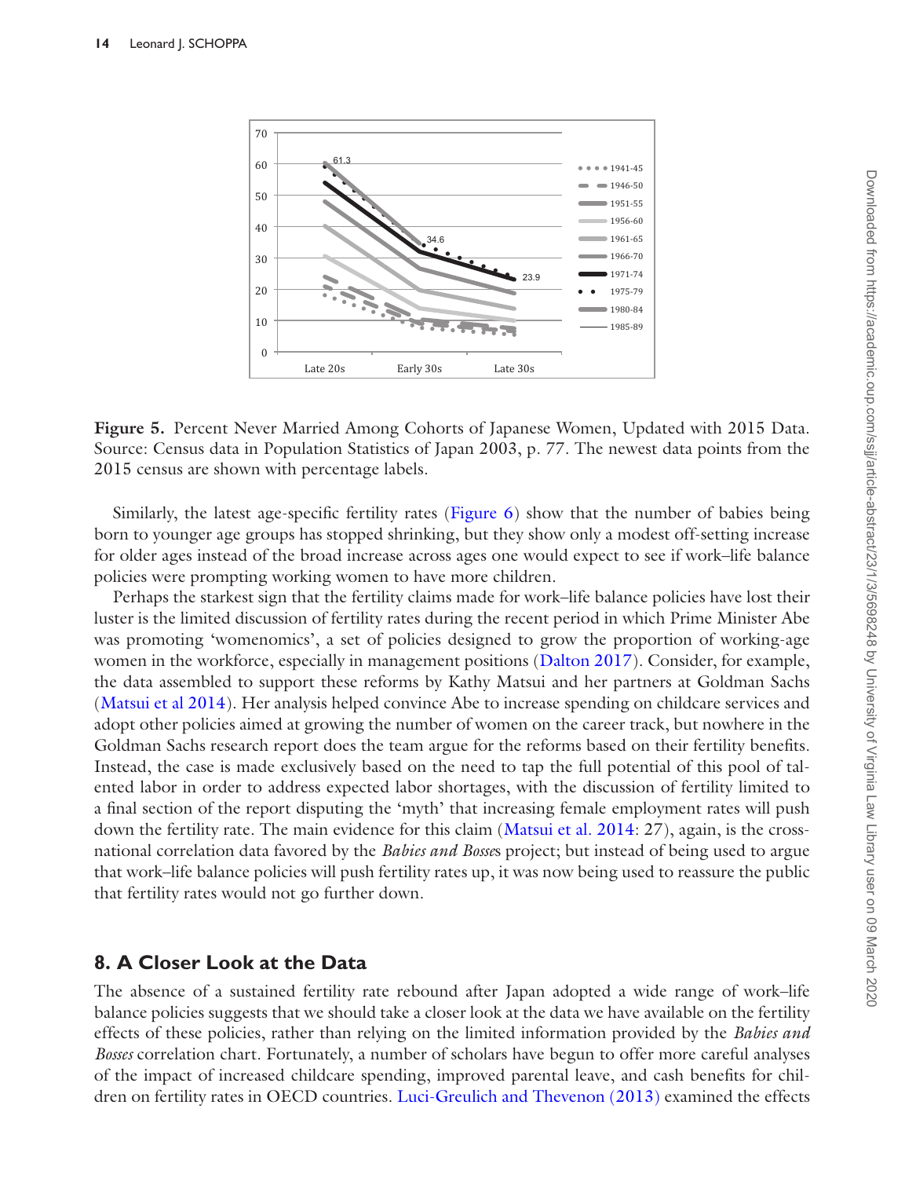Figure 5. Percent Never Married Among Cohorts of Japanese Women, Updated with 2015 Data. Source: Census data in Population Statistics of Japan 2003, p. 77. The newest data points from the 2015 census are shown with percentage labels.

Similarly, the latest age-specific fertility rates (Figure 6) show that the number of babies being born to younger age groups has stopped shrinking, but they show only a modest off-setting increase for older ages instead of the broad increase across ages one would expect to see if work–life balance policies were prompting working women to have more children.

Perhaps the starkest sign that the fertility claims made for work–life balance policies have lost their luster is the limited discussion of fertility rates during the recent period in which Prime Minister Abe was promoting 'womenomics', a set of policies designed to grow the proportion of working-age women in the workforce, especially in management positions (Dalton 2017). Consider, for example, the data assembled to support these reforms by Kathy Matsui and her partners at Goldman Sachs (Matsui et al 2014). Her analysis helped convince Abe to increase spending on childcare services and adopt other policies aimed at growing the number of women on the career track, but nowhere in the Goldman Sachs research report does the team argue for the reforms based on their fertility benefits. Instead, the case is made exclusively based on the need to tap the full potential of this pool of talented labor in order to address expected labor shortages, with the discussion of fertility limited to a final section of the report disputing the 'myth' that increasing female employment rates will push down the fertility rate. The main evidence for this claim (Matsui et al. 2014: 27), again, is the cross-national correlation data favored by the *Babies and Bosses* project; but instead of being used to argue that work–life balance policies will push fertility rates up, it was now being used to reassure the public that fertility rates would not go further down.

## 8. A Closer Look at the Data

The absence of a sustained fertility rate rebound after Japan adopted a wide range of work–life balance policies suggests that we should take a closer look at the data we have available on the fertility effects of these policies, rather than relying on the limited information provided by the *Babies and Bosses* correlation chart. Fortunately, a number of scholars have begun to offer more careful analyses of the impact of increased childcare spending, improved parental leave, and cash benefits for children on fertility rates in OECD countries. Luci-Greulich and Thevenon (2013) examined the effects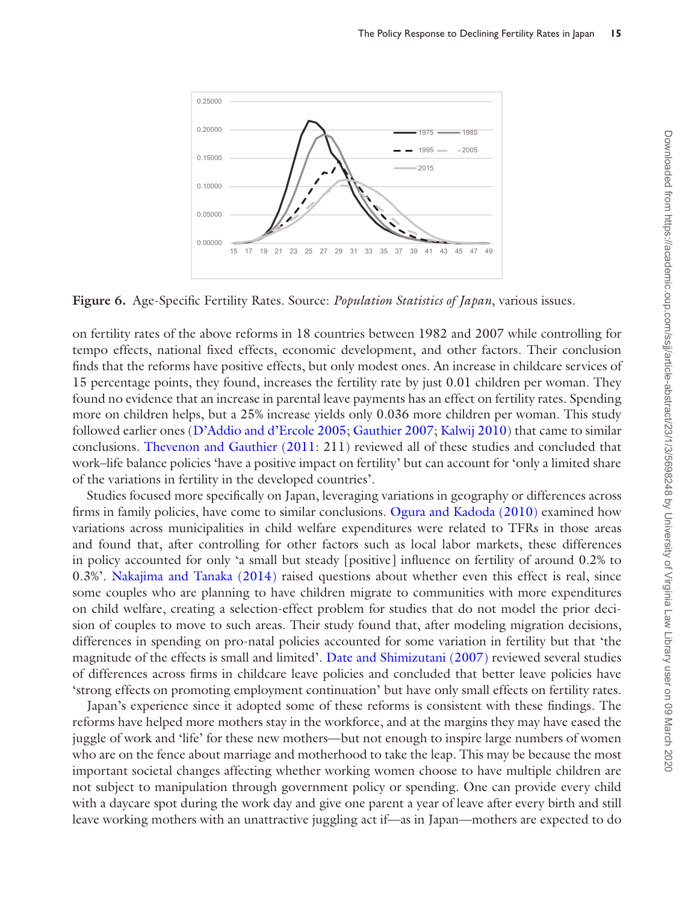Figure 6. Age-Specific Fertility Rates. Source: *Population Statistics of Japan*, various issues.

on fertility rates of the above reforms in 18 countries between 1982 and 2007 while controlling for tempo effects, national fixed effects, economic development, and other factors. Their conclusion finds that the reforms have positive effects, but only modest ones. An increase in childcare services of 15 percentage points, they found, increases the fertility rate by just 0.01 children per woman. They found no evidence that an increase in parental leave payments has an effect on fertility rates. Spending more on children helps, but a 25% increase yields only 0.036 more children per woman. This study followed earlier ones (D'Addio and d'Ercole 2005; Gauthier 2007; Kalwij 2010) that came to similar conclusions. Thevenon and Gauthier (2011: 211) reviewed all of these studies and concluded that work–life balance policies 'have a positive impact on fertility' but can account for 'only a limited share of the variations in fertility in the developed countries'.

Studies focused more specifically on Japan, leveraging variations in geography or differences across firms in family policies, have come to similar conclusions. Ogura and Kadoda (2010) examined how variations across municipalities in child welfare expenditures were related to TFRs in those areas and found that, after controlling for other factors such as local labor markets, these differences in policy accounted for only 'a small but steady [positive] influence on fertility of around 0.2% to 0.3%'. Nakajima and Tanaka (2014) raised questions about whether even this effect is real, since some couples who are planning to have children migrate to communities with more expenditures on child welfare, creating a selection-effect problem for studies that do not model the prior decision of couples to move to such areas. Their study found that, after modeling migration decisions, differences in spending on pro-natal policies accounted for some variation in fertility but that 'the magnitude of the effects is small and limited'. Date and Shimizutani (2007) reviewed several studies of differences across firms in childcare leave policies and concluded that better leave policies have 'strong effects on promoting employment continuation' but have only small effects on fertility rates.

Japan's experience since it adopted some of these reforms is consistent with these findings. The reforms have helped more mothers stay in the workforce, and at the margins they may have eased the juggle of work and 'life' for these new mothers—but not enough to inspire large numbers of women who are on the fence about marriage and motherhood to take the leap. This may be because the most important societal changes affecting whether working women choose to have multiple children are not subject to manipulation through government policy or spending. One can provide every child with a daycare spot during the work day and give one parent a year of leave after every birth and still leave working mothers with an unattractive juggling act if—as in Japan—mothers are expected to do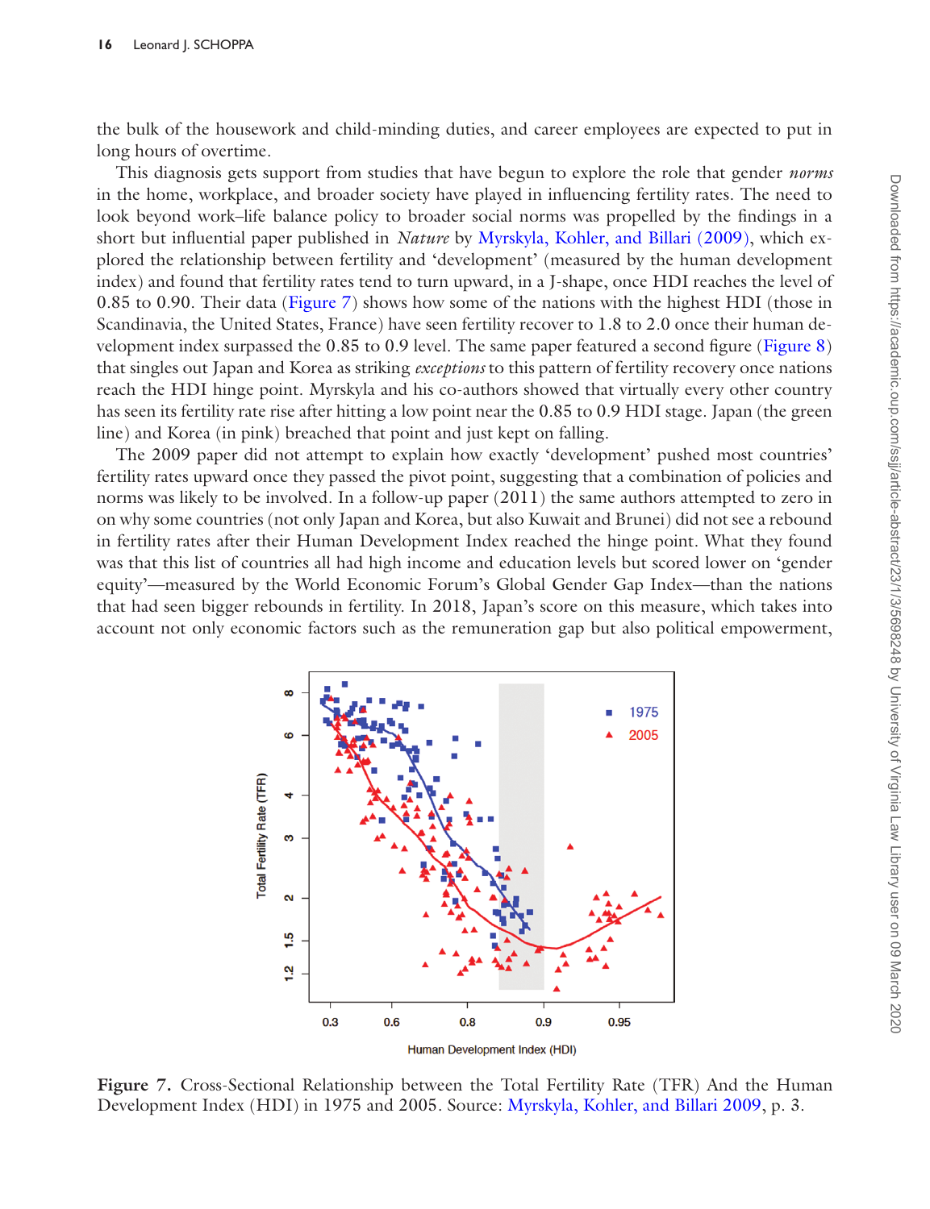the bulk of the housework and child-minding duties, and career employees are expected to put in long hours of overtime.

This diagnosis gets support from studies that have begun to explore the role that gender *norms* in the home, workplace, and broader society have played in influencing fertility rates. The need to look beyond work–life balance policy to broader social norms was propelled by the findings in a short but influential paper published in *Nature* by Myrskyla, Kohler, and Billari (2009), which explored the relationship between fertility and 'development' (measured by the human development index) and found that fertility rates tend to turn upward, in a J-shape, once HDI reaches the level of 0.85 to 0.90. Their data (Figure 7) shows how some of the nations with the highest HDI (those in Scandinavia, the United States, France) have seen fertility recover to 1.8 to 2.0 once their human development index surpassed the 0.85 to 0.9 level. The same paper featured a second figure (Figure 8) that singles out Japan and Korea as striking *exceptions* to this pattern of fertility recovery once nations reach the HDI hinge point. Myrskyla and his co-authors showed that virtually every other country has seen its fertility rate rise after hitting a low point near the 0.85 to 0.9 HDI stage. Japan (the green line) and Korea (in pink) breached that point and just kept on falling.

The 2009 paper did not attempt to explain how exactly 'development' pushed most countries' fertility rates upward once they passed the pivot point, suggesting that a combination of policies and norms was likely to be involved. In a follow-up paper (2011) the same authors attempted to zero in on why some countries (not only Japan and Korea, but also Kuwait and Brunei) did not see a rebound in fertility rates after their Human Development Index reached the hinge point. What they found was that this list of countries all had high income and education levels but scored lower on 'gender equity'—measured by the World Economic Forum's Global Gender Gap Index—than the nations that had seen bigger rebounds in fertility. In 2018, Japan's score on this measure, which takes into account not only economic factors such as the remuneration gap but also political empowerment,

**Figure 7.** Cross-Sectional Relationship between the Total Fertility Rate (TFR) And the Human Development Index (HDI) in 1975 and 2005. Source: Myrskyla, Kohler, and Billari 2009, p. 3.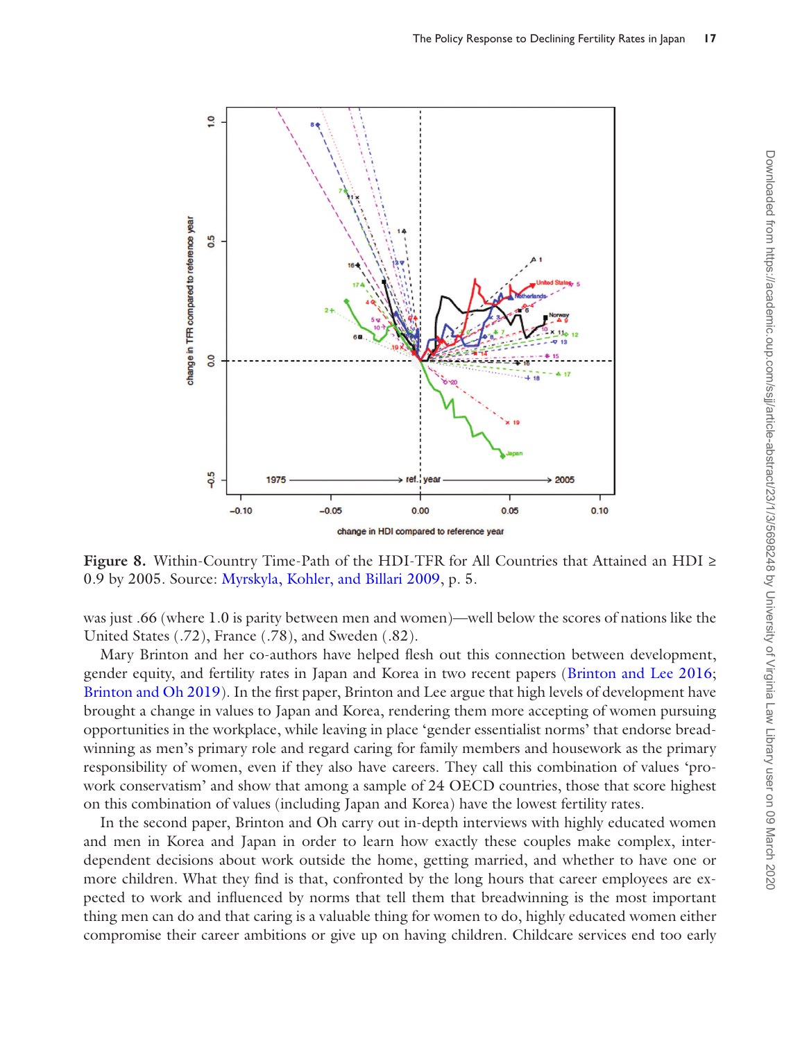Figure 8. Within-Country Time-Path of the HDI-TFR for All Countries that Attained an HDI ≥ 0.9 by 2005. Source: Myrskyla, Kohler, and Billari 2009, p. 5.

was just .66 (where 1.0 is parity between men and women)—well below the scores of nations like the United States (.72), France (.78), and Sweden (.82).

Mary Brinton and her co-authors have helped flesh out this connection between development, gender equity, and fertility rates in Japan and Korea in two recent papers (Brinton and Lee 2016; Brinton and Oh 2019). In the first paper, Brinton and Lee argue that high levels of development have brought a change in values to Japan and Korea, rendering them more accepting of women pursuing opportunities in the workplace, while leaving in place 'gender essentialist norms' that endorse breadwinning as men's primary role and regard caring for family members and housework as the primary responsibility of women, even if they also have careers. They call this combination of values 'pro-work conservatism' and show that among a sample of 24 OECD countries, those that score highest on this combination of values (including Japan and Korea) have the lowest fertility rates.

In the second paper, Brinton and Oh carry out in-depth interviews with highly educated women and men in Korea and Japan in order to learn how exactly these couples make complex, interdependent decisions about work outside the home, getting married, and whether to have one or more children. What they find is that, confronted by the long hours that career employees are expected to work and influenced by norms that tell them that breadwinning is the most important thing men can do and that caring is a valuable thing for women to do, highly educated women either compromise their career ambitions or give up on having children. Childcare services end too early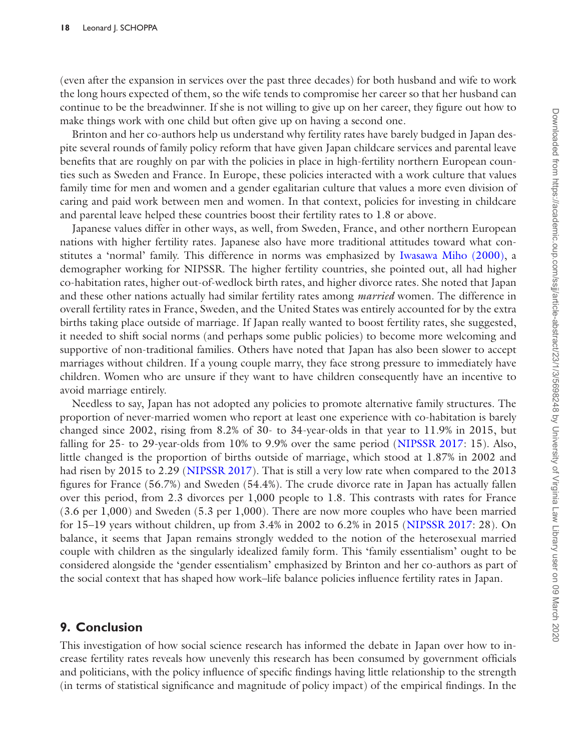(even after the expansion in services over the past three decades) for both husband and wife to work the long hours expected of them, so the wife tends to compromise her career so that her husband can continue to be the breadwinner. If she is not willing to give up on her career, they figure out how to make things work with one child but often give up on having a second one.

Brinton and her co-authors help us understand why fertility rates have barely budged in Japan despite several rounds of family policy reform that have given Japan childcare services and parental leave benefits that are roughly on par with the policies in place in high-fertility northern European counties such as Sweden and France. In Europe, these policies interacted with a work culture that values family time for men and women and a gender egalitarian culture that values a more even division of caring and paid work between men and women. In that context, policies for investing in childcare and parental leave helped these countries boost their fertility rates to 1.8 or above.

Japanese values differ in other ways, as well, from Sweden, France, and other northern European nations with higher fertility rates. Japanese also have more traditional attitudes toward what constitutes a 'normal' family. This difference in norms was emphasized by Iwasawa Miho (2000), a demographer working for NIPSSR. The higher fertility countries, she pointed out, all had higher co-habitation rates, higher out-of-wedlock birth rates, and higher divorce rates. She noted that Japan and these other nations actually had similar fertility rates among *married* women. The difference in overall fertility rates in France, Sweden, and the United States was entirely accounted for by the extra births taking place outside of marriage. If Japan really wanted to boost fertility rates, she suggested, it needed to shift social norms (and perhaps some public policies) to become more welcoming and supportive of non-traditional families. Others have noted that Japan has also been slower to accept marriages without children. If a young couple marry, they face strong pressure to immediately have children. Women who are unsure if they want to have children consequently have an incentive to avoid marriage entirely.

Needless to say, Japan has not adopted any policies to promote alternative family structures. The proportion of never-married women who report at least one experience with co-habitation is barely changed since 2002, rising from 8.2% of 30- to 34-year-olds in that year to 11.9% in 2015, but falling for 25- to 29-year-olds from 10% to 9.9% over the same period (NIPSSR 2017: 15). Also, little changed is the proportion of births outside of marriage, which stood at 1.87% in 2002 and had risen by 2015 to 2.29 (NIPSSR 2017). That is still a very low rate when compared to the 2013 figures for France (56.7%) and Sweden (54.4%). The crude divorce rate in Japan has actually fallen over this period, from 2.3 divorces per 1,000 people to 1.8. This contrasts with rates for France (3.6 per 1,000) and Sweden (5.3 per 1,000). There are now more couples who have been married for 15–19 years without children, up from 3.4% in 2002 to 6.2% in 2015 (NIPSSR 2017: 28). On balance, it seems that Japan remains strongly wedded to the notion of the heterosexual married couple with children as the singularly idealized family form. This 'family essentialism' ought to be considered alongside the 'gender essentialism' emphasized by Brinton and her co-authors as part of the social context that has shaped how work–life balance policies influence fertility rates in Japan.

## 9. Conclusion

This investigation of how social science research has informed the debate in Japan over how to increase fertility rates reveals how unevenly this research has been consumed by government officials and politicians, with the policy influence of specific findings having little relationship to the strength (in terms of statistical significance and magnitude of policy impact) of the empirical findings. In the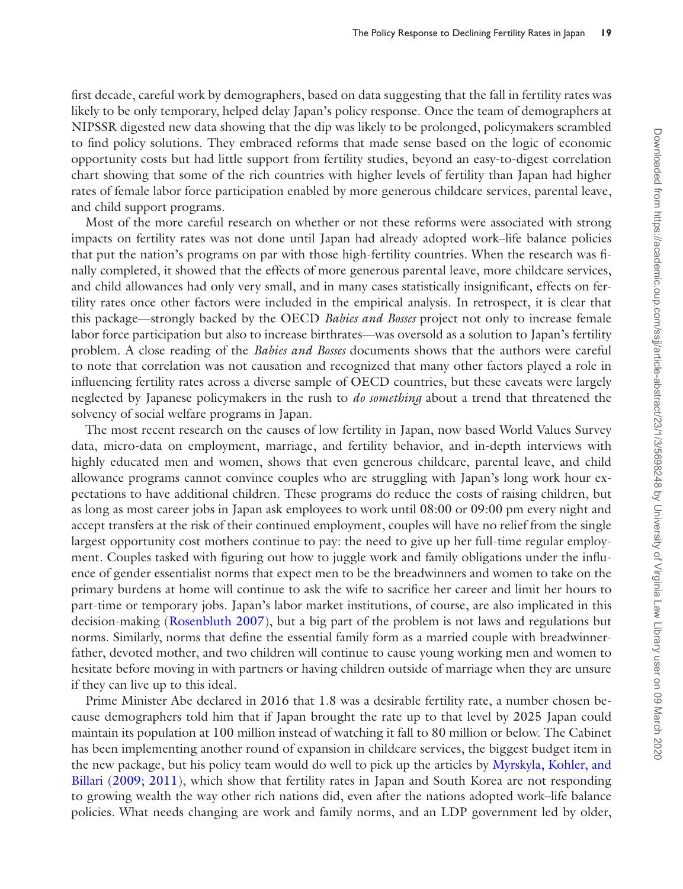first decade, careful work by demographers, based on data suggesting that the fall in fertility rates was likely to be only temporary, helped delay Japan's policy response. Once the team of demographers at NIPSSR digested new data showing that the dip was likely to be prolonged, policymakers scrambled to find policy solutions. They embraced reforms that made sense based on the logic of economic opportunity costs but had little support from fertility studies, beyond an easy-to-digest correlation chart showing that some of the rich countries with higher levels of fertility than Japan had higher rates of female labor force participation enabled by more generous childcare services, parental leave, and child support programs.

Most of the more careful research on whether or not these reforms were associated with strong impacts on fertility rates was not done until Japan had already adopted work–life balance policies that put the nation's programs on par with those high-fertility countries. When the research was finally completed, it showed that the effects of more generous parental leave, more childcare services, and child allowances had only very small, and in many cases statistically insignificant, effects on fertility rates once other factors were included in the empirical analysis. In retrospect, it is clear that this package—strongly backed by the OECD *Babies and Bosses* project not only to increase female labor force participation but also to increase birthrates—was oversold as a solution to Japan's fertility problem. A close reading of the *Babies and Bosses* documents shows that the authors were careful to note that correlation was not causation and recognized that many other factors played a role in influencing fertility rates across a diverse sample of OECD countries, but these caveats were largely neglected by Japanese policymakers in the rush to *do something* about a trend that threatened the solvency of social welfare programs in Japan.

The most recent research on the causes of low fertility in Japan, now based World Values Survey data, micro-data on employment, marriage, and fertility behavior, and in-depth interviews with highly educated men and women, shows that even generous childcare, parental leave, and child allowance programs cannot convince couples who are struggling with Japan's long work hour expectations to have additional children. These programs do reduce the costs of raising children, but as long as most career jobs in Japan ask employees to work until 08:00 or 09:00 pm every night and accept transfers at the risk of their continued employment, couples will have no relief from the single largest opportunity cost mothers continue to pay: the need to give up her full-time regular employment. Couples tasked with figuring out how to juggle work and family obligations under the influence of gender essentialist norms that expect men to be the breadwinners and women to take on the primary burdens at home will continue to ask the wife to sacrifice her career and limit her hours to part-time or temporary jobs. Japan's labor market institutions, of course, are also implicated in this decision-making (Rosenbluth 2007), but a big part of the problem is not laws and regulations but norms. Similarly, norms that define the essential family form as a married couple with breadwinner-father, devoted mother, and two children will continue to cause young working men and women to hesitate before moving in with partners or having children outside of marriage when they are unsure if they can live up to this ideal.

Prime Minister Abe declared in 2016 that 1.8 was a desirable fertility rate, a number chosen because demographers told him that if Japan brought the rate up to that level by 2025 Japan could maintain its population at 100 million instead of watching it fall to 80 million or below. The Cabinet has been implementing another round of expansion in childcare services, the biggest budget item in the new package, but his policy team would do well to pick up the articles by Myrskyla, Kohler, and Billari (2009; 2011), which show that fertility rates in Japan and South Korea are not responding to growing wealth the way other rich nations did, even after the nations adopted work–life balance policies. What needs changing are work and family norms, and an LDP government led by older,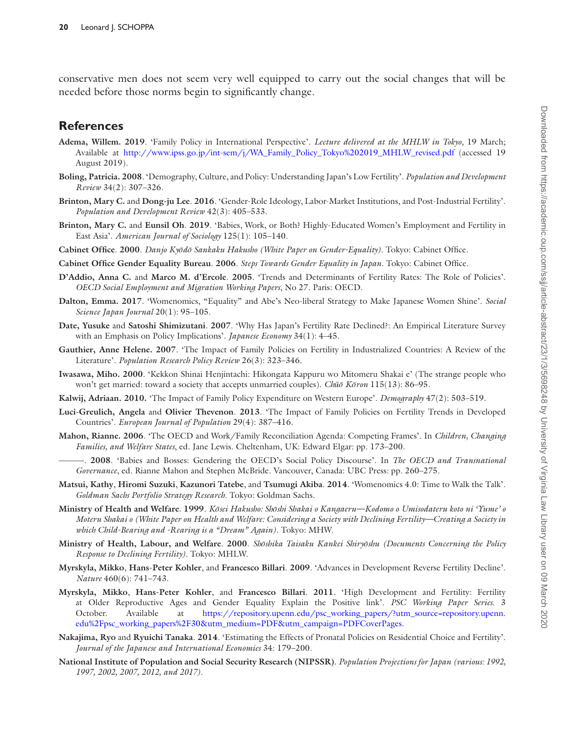conservative men does not seem very well equipped to carry out the social changes that will be needed before those norms begin to significantly change.

## References

**Adema, Willem. 2019**. 'Family Policy in International Perspective'. *Lecture delivered at the MHLW in Tokyo*, 19 March; Available at http://www.ipss.go.jp/int-sem/j/WA_Family_Policy_Tokyo%202019_MHLW_revised.pdf (accessed 19 August 2019).

**Boling, Patricia. 2008**. 'Demography, Culture, and Policy: Understanding Japan's Low Fertility'. *Population and Development Review* 34(2): 307–326.

**Brinton, Mary C.** and **Dong-ju Lee**. **2016**. 'Gender-Role Ideology, Labor-Market Institutions, and Post-Industrial Fertility'. *Population and Development Review* 42(3): 405–533.

**Brinton, Mary C.** and **Eunsil Oh**. **2019**. 'Babies, Work, or Both? Highly-Educated Women's Employment and Fertility in East Asia'. *American Journal of Sociology* 125(1): 105–140.

**Cabinet Office**. **2000**. *Danjo Kyōdō Sankaku Hakusho (White Paper on Gender-Equality)*. Tokyo: Cabinet Office.

**Cabinet Office Gender Equality Bureau**. **2006**. *Steps Towards Gender Equality in Japan*. Tokyo: Cabinet Office.

**D'Addio, Anna C.** and **Marco M. d'Ercole**. **2005**. 'Trends and Determinants of Fertility Rates: The Role of Policies'. *OECD Social Employment and Migration Working Papers*, No 27. Paris: OECD.

**Dalton, Emma. 2017**. 'Womenomics, "Equality" and Abe's Neo-liberal Strategy to Make Japanese Women Shine'. *Social Science Japan Journal* 20(1): 95–105.

**Date, Yusuke** and **Satoshi Shimizutani**. **2007**. 'Why Has Japan's Fertility Rate Declined?: An Empirical Literature Survey with an Emphasis on Policy Implications'. *Japanese Economy* 34(1): 4–45.

**Gauthier, Anne Helene. 2007**. 'The Impact of Family Policies on Fertility in Industrialized Countries: A Review of the Literature'. *Population Research Policy Review* 26(3): 323–346.

**Iwasawa, Miho. 2000**. 'Kekkon Shinai Henjintachi: Hikongata Kappuru wo Mitomeru Shakai e' (The strange people who won't get married: toward a society that accepts unmarried couples). *Chūō Kōron* 115(13): 86–95.

**Kalwij, Adriaan. 2010.** 'The Impact of Family Policy Expenditure on Western Europe'. *Demography* 47(2): 503–519.

**Luci-Greulich, Angela** and **Olivier Thevenon**. **2013**. 'The Impact of Family Policies on Fertility Trends in Developed Countries'. *European Journal of Population* 29(4): 387–416.

**Mahon, Rianne. 2006**. 'The OECD and Work/Family Reconciliation Agenda: Competing Frames'. In *Children, Changing Families, and Welfare States*, ed. Jane Lewis. Cheltenham, UK: Edward Elgar: pp. 173–200.

———. **2008**. 'Babies and Bosses: Gendering the OECD's Social Policy Discourse'. In *The OECD and Transnational Governance*, ed. Rianne Mahon and Stephen McBride. Vancouver, Canada: UBC Press: pp. 260–275.

**Matsui, Kathy**, **Hiromi Suzuki**, **Kazunori Tatebe**, and **Tsumugi Akiba**. **2014**. 'Womenomics 4.0: Time to Walk the Talk'. *Goldman Sachs Portfolio Strategy Research*. Tokyo: Goldman Sachs.

**Ministry of Health and Welfare**. **1999**. *Kōsei Hakusho: Shōshi Shakai o Kangaeru—Kodomo o Umisodateru koto ni 'Yume' o Moteru Shakai o (White Paper on Health and Welfare: Considering a Society with Declining Fertility—Creating a Society in which Child-Bearing and -Rearing is a "Dream" Again)*. Tokyo: MHW.

**Ministry of Health, Labour, and Welfare**. **2000**. *Shōshika Taisaku Kankei Shiryōshu (Documents Concerning the Policy Response to Declining Fertility)*. Tokyo: MHLW.

**Myrskyla, Mikko**, **Hans-Peter Kohler**, and **Francesco Billari**. **2009**. 'Advances in Development Reverse Fertility Decline'. *Nature* 460(6): 741–743.

**Myrskyla, Mikko**, **Hans-Peter Kohler**, and **Francesco Billari**. **2011**. 'High Development and Fertility: Fertility at Older Reproductive Ages and Gender Equality Explain the Positive link'. *PSC Working Paper Series*. 3 October. Available at https://repository.upenn.edu/psc_working_papers/?utm_source=repository.upenn.edu%2Fpsc_working_papers%2F30&utm_medium=PDF&utm_campaign=PDFCoverPages.

**Nakajima, Ryo** and **Ryuichi Tanaka**. **2014**. 'Estimating the Effects of Pronatal Policies on Residential Choice and Fertility'. *Journal of the Japanese and International Economies* 34: 179–200.

**National Institute of Population and Social Security Research (NIPSSR)**. *Population Projections for Japan (various: 1992, 1997, 2002, 2007, 2012, and 2017)*.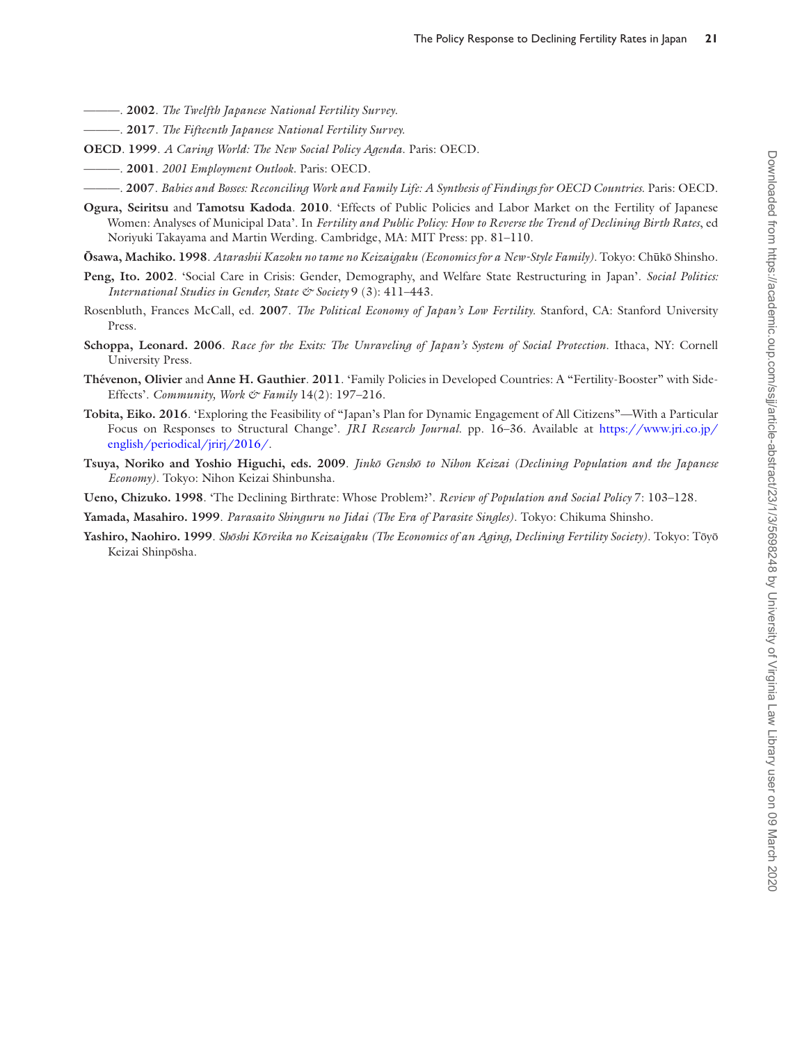———. **2002**. *The Twelfth Japanese National Fertility Survey.*

———. **2017**. *The Fifteenth Japanese National Fertility Survey.*

**OECD**. **1999**. *A Caring World: The New Social Policy Agenda*. Paris: OECD.

———. **2001**. *2001 Employment Outlook*. Paris: OECD.

———. **2007**. *Babies and Bosses: Reconciling Work and Family Life: A Synthesis of Findings for OECD Countries*. Paris: OECD.

**Ogura, Seiritsu** and **Tamotsu Kadoda**. **2010**. 'Effects of Public Policies and Labor Market on the Fertility of Japanese Women: Analyses of Municipal Data'. In *Fertility and Public Policy: How to Reverse the Trend of Declining Birth Rates*, ed Noriyuki Takayama and Martin Werding. Cambridge, MA: MIT Press: pp. 81–110.

**Ōsawa, Machiko. 1998**. *Atarashii Kazoku no tame no Keizaigaku (Economics for a New-Style Family)*. Tokyo: Chūkō Shinsho.

**Peng, Ito. 2002**. 'Social Care in Crisis: Gender, Demography, and Welfare State Restructuring in Japan'. *Social Politics: International Studies in Gender, State & Society* 9 (3): 411–443.

Rosenbluth, Frances McCall, ed. **2007**. *The Political Economy of Japan's Low Fertility*. Stanford, CA: Stanford University Press.

**Schoppa, Leonard. 2006**. *Race for the Exits: The Unraveling of Japan's System of Social Protection*. Ithaca, NY: Cornell University Press.

**Thévenon, Olivier** and **Anne H. Gauthier**. **2011**. 'Family Policies in Developed Countries: A "Fertility-Booster" with Side-Effects'. *Community, Work & Family* 14(2): 197–216.

**Tobita, Eiko. 2016**. 'Exploring the Feasibility of "Japan's Plan for Dynamic Engagement of All Citizens"—With a Particular Focus on Responses to Structural Change'. *JRI Research Journal*. pp. 16–36. Available at https://www.jri.co.jp/english/periodical/jrirj/2016/.

**Tsuya, Noriko and Yoshio Higuchi, eds. 2009**. *Jinkō Genshō to Nihon Keizai (Declining Population and the Japanese Economy)*. Tokyo: Nihon Keizai Shinbunsha.

**Ueno, Chizuko. 1998**. 'The Declining Birthrate: Whose Problem?'. *Review of Population and Social Policy* 7: 103–128.

**Yamada, Masahiro. 1999**. *Parasaito Shinguru no Jidai (The Era of Parasite Singles)*. Tokyo: Chikuma Shinsho.

**Yashiro, Naohiro. 1999**. *Shōshi Kōreika no Keizaigaku (The Economics of an Aging, Declining Fertility Society)*. Tokyo: Tōyō Keizai Shinpōsha.